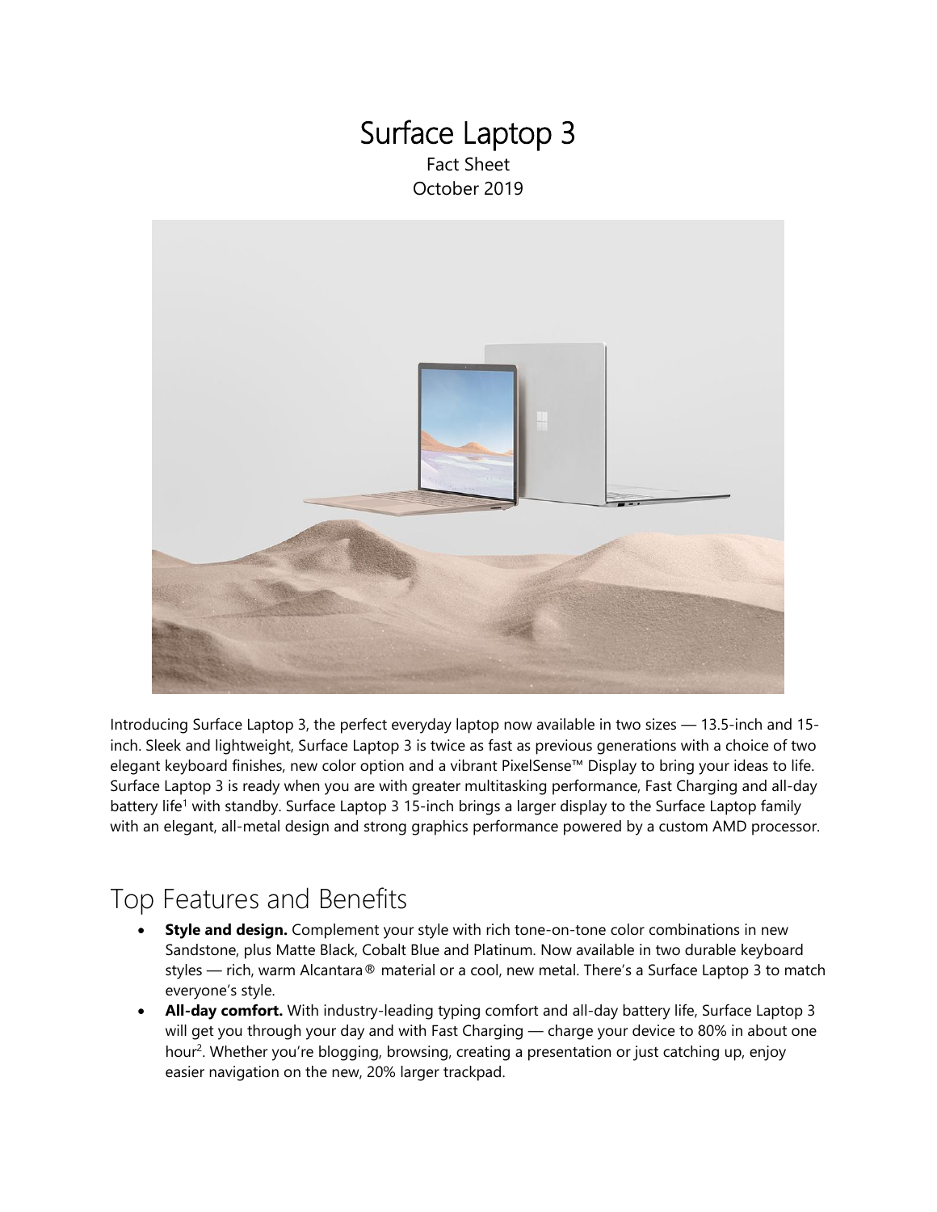# Surface Laptop 3

Fact Sheet
October 2019

Introducing Surface Laptop 3, the perfect everyday laptop now available in two sizes — 13.5-inch and 15-inch. Sleek and lightweight, Surface Laptop 3 is twice as fast as previous generations with a choice of two elegant keyboard finishes, new color option and a vibrant PixelSense™ Display to bring your ideas to life. Surface Laptop 3 is ready when you are with greater multitasking performance, Fast Charging and all-day battery life[1] with standby. Surface Laptop 3 15-inch brings a larger display to the Surface Laptop family with an elegant, all-metal design and strong graphics performance powered by a custom AMD processor.

## Top Features and Benefits

- **Style and design.** Complement your style with rich tone-on-tone color combinations in new Sandstone, plus Matte Black, Cobalt Blue and Platinum. Now available in two durable keyboard styles — rich, warm Alcantara® material or a cool, new metal. There's a Surface Laptop 3 to match everyone's style.
- **All-day comfort.** With industry-leading typing comfort and all-day battery life, Surface Laptop 3 will get you through your day and with Fast Charging — charge your device to 80% in about one hour[2]. Whether you're blogging, browsing, creating a presentation or just catching up, enjoy easier navigation on the new, 20% larger trackpad.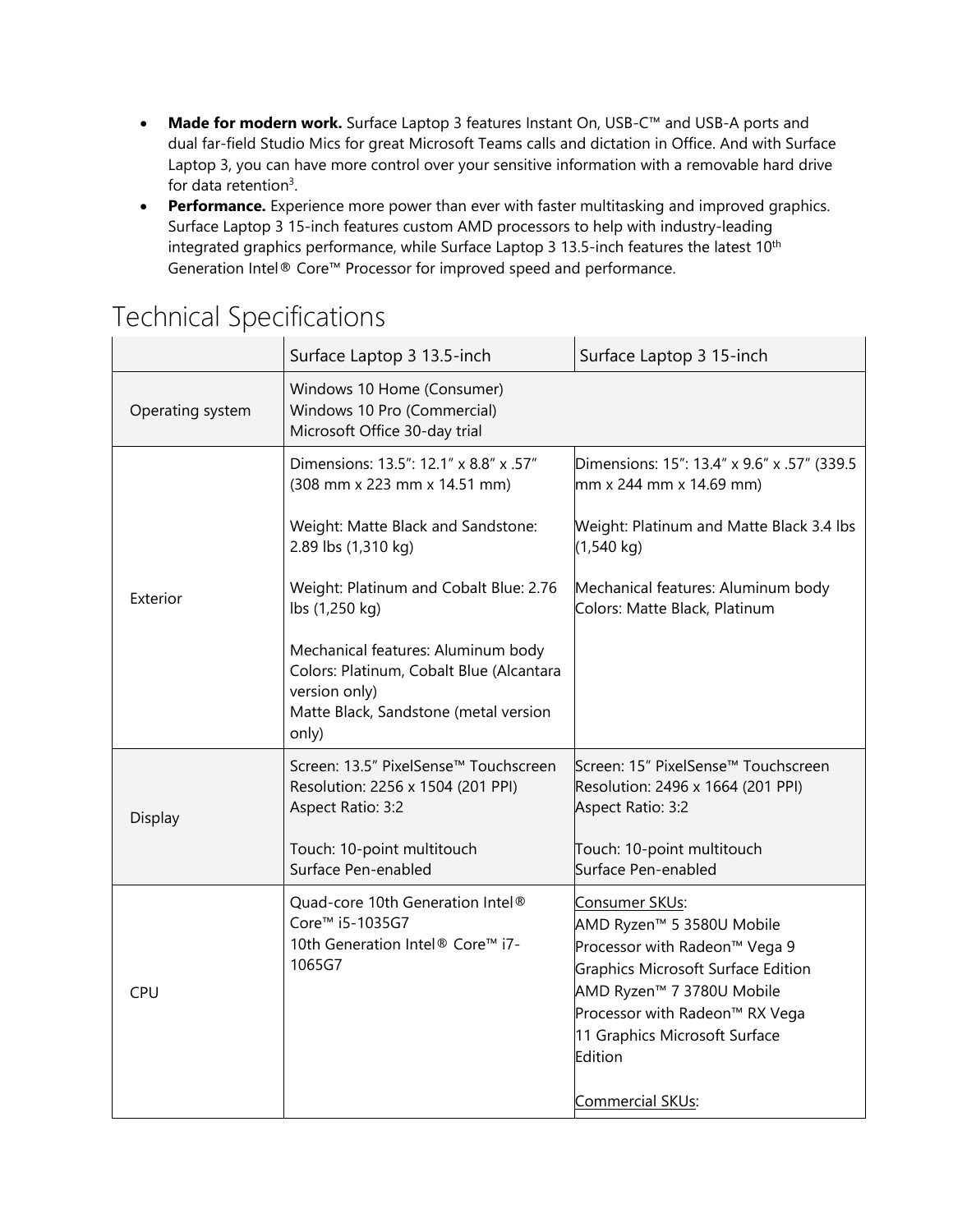- **Made for modern work.** Surface Laptop 3 features Instant On, USB-C™ and USB-A ports and dual far-field Studio Mics for great Microsoft Teams calls and dictation in Office. And with Surface Laptop 3, you can have more control over your sensitive information with a removable hard drive for data retention[3].
- **Performance.** Experience more power than ever with faster multitasking and improved graphics. Surface Laptop 3 15-inch features custom AMD processors to help with industry-leading integrated graphics performance, while Surface Laptop 3 13.5-inch features the latest 10th Generation Intel® Core™ Processor for improved speed and performance.

# Technical Specifications

| | Surface Laptop 3 13.5-inch | Surface Laptop 3 15-inch |
|---|---|---|
| Operating system | Windows 10 Home (Consumer)<br>Windows 10 Pro (Commercial)<br>Microsoft Office 30-day trial | |
| Exterior | Dimensions: 13.5": 12.1" x 8.8" x .57" (308 mm x 223 mm x 14.51 mm)<br><br>Weight: Matte Black and Sandstone: 2.89 lbs (1,310 kg)<br><br>Weight: Platinum and Cobalt Blue: 2.76 lbs (1,250 kg)<br><br>Mechanical features: Aluminum body<br>Colors: Platinum, Cobalt Blue (Alcantara version only)<br>Matte Black, Sandstone (metal version only) | Dimensions: 15": 13.4" x 9.6" x .57" (339.5 mm x 244 mm x 14.69 mm)<br><br>Weight: Platinum and Matte Black 3.4 lbs (1,540 kg)<br><br>Mechanical features: Aluminum body<br>Colors: Matte Black, Platinum |
| Display | Screen: 13.5" PixelSense™ Touchscreen<br>Resolution: 2256 x 1504 (201 PPI)<br>Aspect Ratio: 3:2<br><br>Touch: 10-point multitouch<br>Surface Pen-enabled | Screen: 15" PixelSense™ Touchscreen<br>Resolution: 2496 x 1664 (201 PPI)<br>Aspect Ratio: 3:2<br><br>Touch: 10-point multitouch<br>Surface Pen-enabled |
| CPU | Quad-core 10th Generation Intel® Core™ i5-1035G7<br>10th Generation Intel® Core™ i7-1065G7 | Consumer SKUs:<br>AMD Ryzen™ 5 3580U Mobile Processor with Radeon™ Vega 9 Graphics Microsoft Surface Edition<br>AMD Ryzen™ 7 3780U Mobile Processor with Radeon™ RX Vega 11 Graphics Microsoft Surface Edition<br><br>Commercial SKUs: |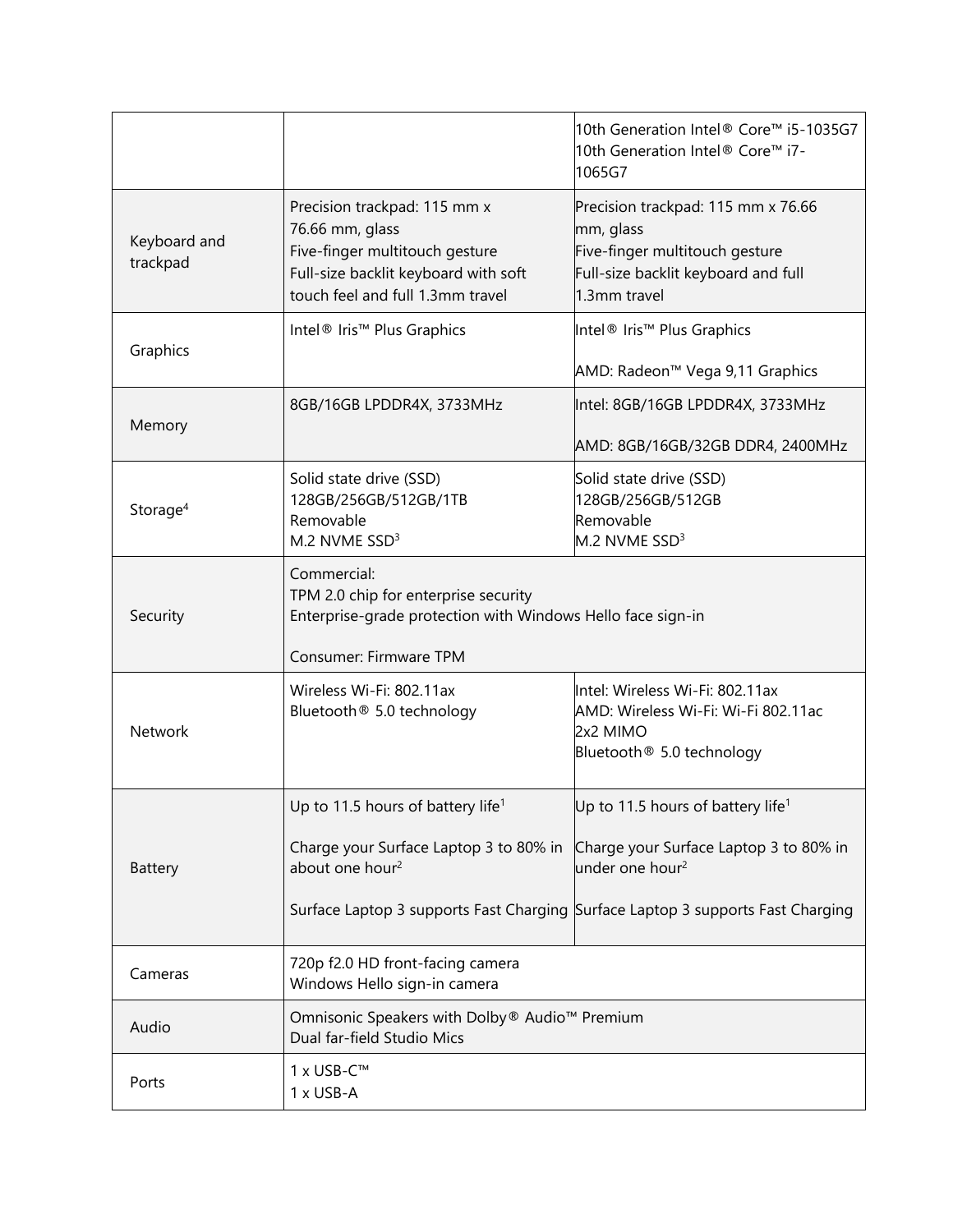| | | |
|---|---|---|
| | | 10th Generation Intel® Core™ i5-1035G7<br>10th Generation Intel® Core™ i7-1065G7 |
| Keyboard and trackpad | Precision trackpad: 115 mm x 76.66 mm, glass<br>Five-finger multitouch gesture<br>Full-size backlit keyboard with soft touch feel and full 1.3mm travel | Precision trackpad: 115 mm x 76.66 mm, glass<br>Five-finger multitouch gesture<br>Full-size backlit keyboard and full 1.3mm travel |
| Graphics | Intel® Iris™ Plus Graphics | Intel® Iris™ Plus Graphics<br><br>AMD: Radeon™ Vega 9,11 Graphics |
| Memory | 8GB/16GB LPDDR4X, 3733MHz | Intel: 8GB/16GB LPDDR4X, 3733MHz<br><br>AMD: 8GB/16GB/32GB DDR4, 2400MHz |
| Storage[4] | Solid state drive (SSD)<br>128GB/256GB/512GB/1TB<br>Removable<br>M.2 NVME SSD[3] | Solid state drive (SSD)<br>128GB/256GB/512GB<br>Removable<br>M.2 NVME SSD[3] |
| Security | Commercial:<br>TPM 2.0 chip for enterprise security<br>Enterprise-grade protection with Windows Hello face sign-in<br><br>Consumer: Firmware TPM | |
| Network | Wireless Wi-Fi: 802.11ax<br>Bluetooth® 5.0 technology | Intel: Wireless Wi-Fi: 802.11ax<br>AMD: Wireless Wi-Fi: Wi-Fi 802.11ac 2x2 MIMO<br>Bluetooth® 5.0 technology |
| Battery | Up to 11.5 hours of battery life[1]<br><br>Charge your Surface Laptop 3 to 80% in about one hour[2]<br><br>Surface Laptop 3 supports Fast Charging | Up to 11.5 hours of battery life[1]<br><br>Charge your Surface Laptop 3 to 80% in under one hour[2]<br><br>Surface Laptop 3 supports Fast Charging |
| Cameras | 720p f2.0 HD front-facing camera<br>Windows Hello sign-in camera | |
| Audio | Omnisonic Speakers with Dolby® Audio™ Premium<br>Dual far-field Studio Mics | |
| Ports | 1 x USB-C™<br>1 x USB-A | |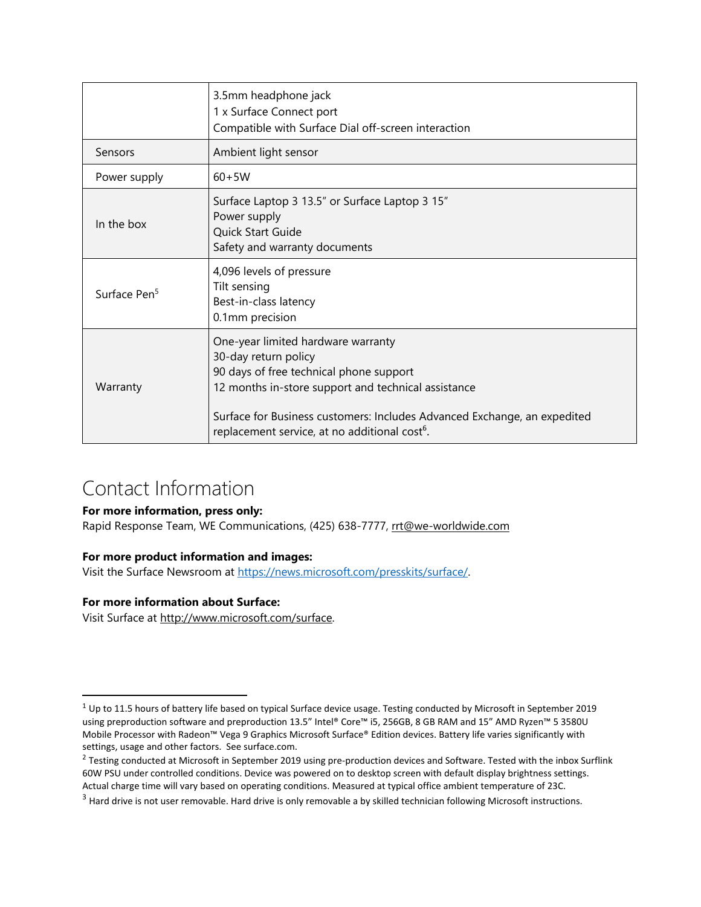| | |
|---|---|
| | 3.5mm headphone jack<br>1 x Surface Connect port<br>Compatible with Surface Dial off-screen interaction |
| Sensors | Ambient light sensor |
| Power supply | 60+5W |
| In the box | Surface Laptop 3 13.5" or Surface Laptop 3 15"<br>Power supply<br>Quick Start Guide<br>Safety and warranty documents |
| Surface Pen[5] | 4,096 levels of pressure<br>Tilt sensing<br>Best-in-class latency<br>0.1mm precision |
| Warranty | One-year limited hardware warranty<br>30-day return policy<br>90 days of free technical phone support<br>12 months in-store support and technical assistance<br><br>Surface for Business customers: Includes Advanced Exchange, an expedited replacement service, at no additional cost[6]. |

# Contact Information

**For more information, press only:**
Rapid Response Team, WE Communications, (425) 638-7777, rrt@we-worldwide.com

**For more product information and images:**
Visit the Surface Newsroom at https://news.microsoft.com/presskits/surface/.

**For more information about Surface:**
Visit Surface at http://www.microsoft.com/surface.

---

[1] Up to 11.5 hours of battery life based on typical Surface device usage. Testing conducted by Microsoft in September 2019 using preproduction software and preproduction 13.5" Intel® Core™ i5, 256GB, 8 GB RAM and 15" AMD Ryzen™ 5 3580U Mobile Processor with Radeon™ Vega 9 Graphics Microsoft Surface® Edition devices. Battery life varies significantly with settings, usage and other factors. See surface.com.

[2] Testing conducted at Microsoft in September 2019 using pre-production devices and Software. Tested with the inbox Surflink 60W PSU under controlled conditions. Device was powered on to desktop screen with default display brightness settings. Actual charge time will vary based on operating conditions. Measured at typical office ambient temperature of 23C.

[3] Hard drive is not user removable. Hard drive is only removable a by skilled technician following Microsoft instructions.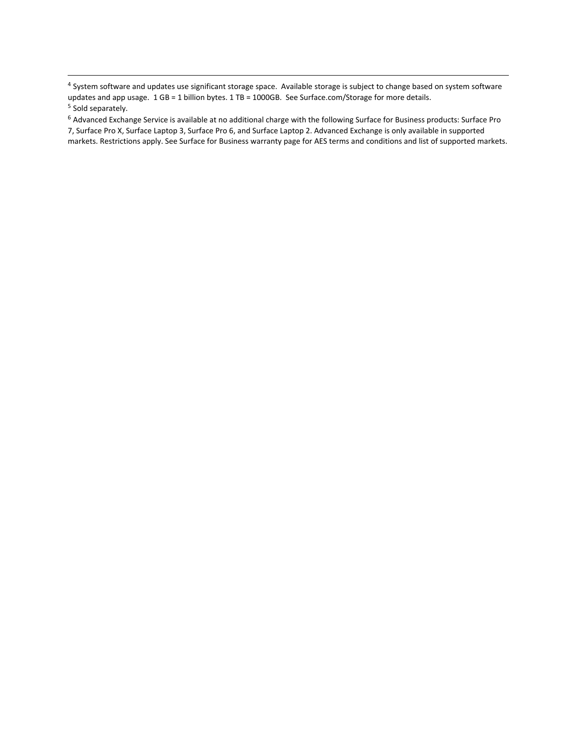---

[4] System software and updates use significant storage space. Available storage is subject to change based on system software updates and app usage. 1 GB = 1 billion bytes. 1 TB = 1000GB. See Surface.com/Storage for more details.

[5] Sold separately.

[6] Advanced Exchange Service is available at no additional charge with the following Surface for Business products: Surface Pro 7, Surface Pro X, Surface Laptop 3, Surface Pro 6, and Surface Laptop 2. Advanced Exchange is only available in supported markets. Restrictions apply. See Surface for Business warranty page for AES terms and conditions and list of supported markets.